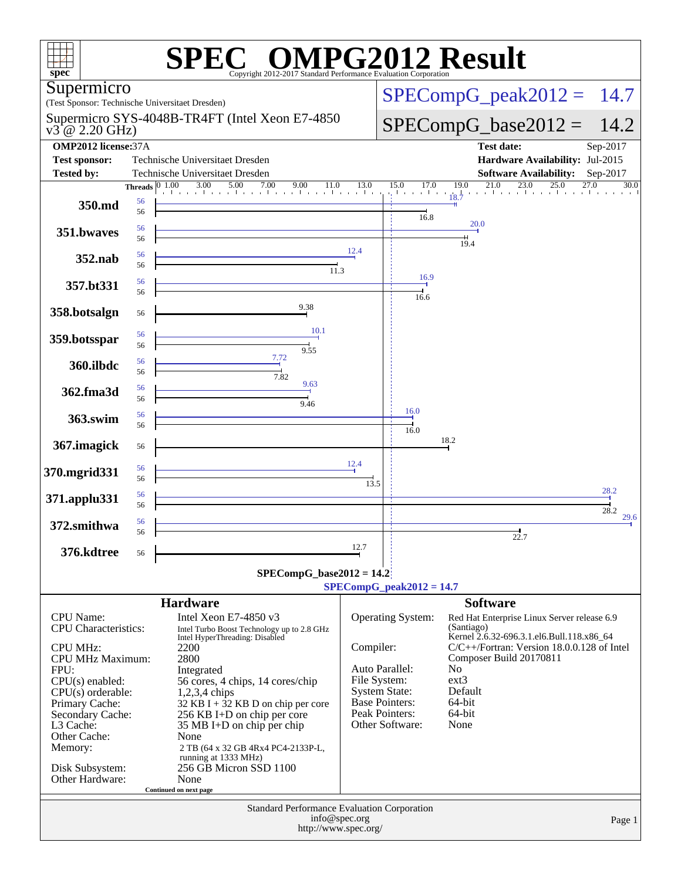# SPEC OMPG2012 Result

Copyright 2012-2017 Standard Performance Evaluation Corporation

**Supermicro**
(Test Sponsor: Technische Universitaet Dresden)

Supermicro SYS-4048B-TR4FT (Intel Xeon E7-4850 v3 @ 2.20 GHz)

SPECompG_peak2012 = 14.7

SPECompG_base2012 = 14.2

| | | | |
|---|---|---|---|
| **OMP2012 license:** 37A | | **Test date:** | Sep-2017 |
| **Test sponsor:** | Technische Universitaet Dresden | **Hardware Availability:** | Jul-2015 |
| **Tested by:** | Technische Universitaet Dresden | **Software Availability:** | Sep-2017 |

| Benchmark | Threads (base) | Base | Threads (peak) | Peak |
|---|---|---|---|---|
| 350.md | 56 | 16.8 | 56 | 18.7 |
| 351.bwaves | 56 | 19.4 | 56 | 20.0 |
| 352.nab | 56 | 11.3 | 56 | 12.4 |
| 357.bt331 | 56 | 16.6 | 56 | 16.9 |
| 358.botsalgn | 56 | 9.38 | | |
| 359.botsspar | 56 | 9.55 | 56 | 10.1 |
| 360.ilbdc | 56 | 7.82 | 56 | 7.72 |
| 362.fma3d | 56 | 9.46 | 56 | 9.63 |
| 363.swim | 56 | 16.0 | 56 | 16.0 |
| 367.imagick | 56 | 18.2 | | |
| 370.mgrid331 | 56 | 13.5 | 56 | 12.4 |
| 371.applu331 | 56 | 28.2 | 56 | 28.2 |
| 372.smithwa | 56 | 22.7 | 56 | 29.6 |
| 376.kdtree | 56 | 12.7 | | |

SPECompG_base2012 = 14.2

SPECompG_peak2012 = 14.7

## Hardware

| | |
|---|---|
| CPU Name: | Intel Xeon E7-4850 v3 |
| CPU Characteristics: | Intel Turbo Boost Technology up to 2.8 GHz Intel HyperThreading: Disabled |
| CPU MHz: | 2200 |
| CPU MHz Maximum: | 2800 |
| FPU: | Integrated |
| CPU(s) enabled: | 56 cores, 4 chips, 14 cores/chip |
| CPU(s) orderable: | 1,2,3,4 chips |
| Primary Cache: | 32 KB I + 32 KB D on chip per core |
| Secondary Cache: | 256 KB I+D on chip per core |
| L3 Cache: | 35 MB I+D on chip per chip |
| Other Cache: | None |
| Memory: | 2 TB (64 x 32 GB 4Rx4 PC4-2133P-L, running at 1333 MHz) |
| Disk Subsystem: | 256 GB Micron SSD 1100 |
| Other Hardware: | None |

Continued on next page

## Software

| | |
|---|---|
| Operating System: | Red Hat Enterprise Linux Server release 6.9 (Santiago) Kernel 2.6.32-696.3.1.el6.Bull.118.x86_64 |
| Compiler: | C/C++/Fortran: Version 18.0.0.128 of Intel Composer Build 20170811 |
| Auto Parallel: | No |
| File System: | ext3 |
| System State: | Default |
| Base Pointers: | 64-bit |
| Peak Pointers: | 64-bit |
| Other Software: | None |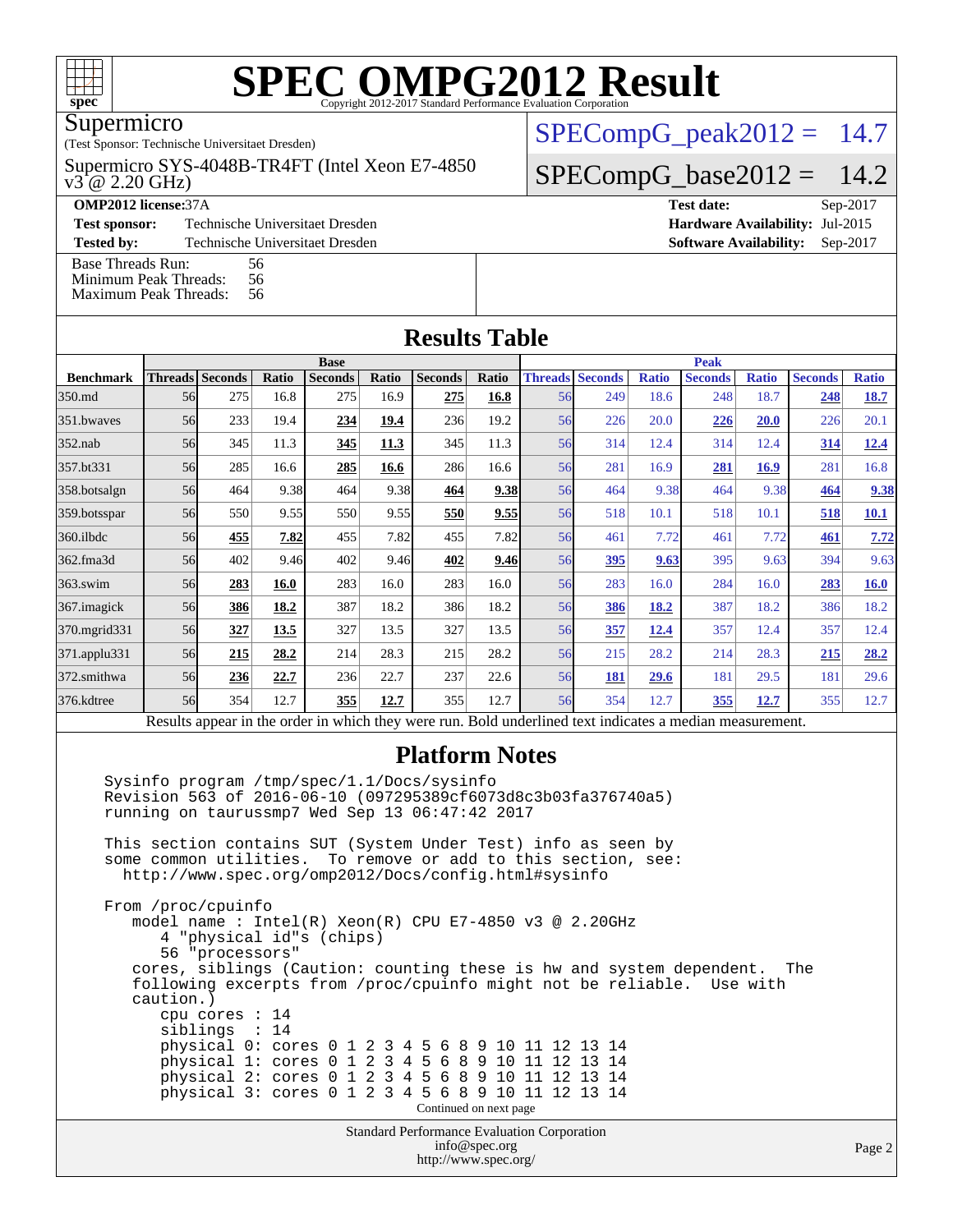# SPEC OMPG2012 Result

Copyright 2012-2017 Standard Performance Evaluation Corporation

Supermicro
(Test Sponsor: Technische Universitaet Dresden)

Supermicro SYS-4048B-TR4FT (Intel Xeon E7-4850 v3 @ 2.20 GHz)

SPECompG_peak2012 = 14.7

SPECompG_base2012 = 14.2

**OMP2012 license:** 37A
**Test sponsor:** Technische Universitaet Dresden
**Tested by:** Technische Universitaet Dresden

**Test date:** Sep-2017
**Hardware Availability:** Jul-2015
**Software Availability:** Sep-2017

Base Threads Run: 56
Minimum Peak Threads: 56
Maximum Peak Threads: 56

## Results Table

| Benchmark | Base | | | | | | | Peak | | | | | | |
|---|---|---|---|---|---|---|---|---|---|---|---|---|---|---|
| | Threads | Seconds | Ratio | Seconds | Ratio | Seconds | Ratio | Threads | Seconds | Ratio | Seconds | Ratio | Seconds | Ratio |
| 350.md | 56 | 275 | 16.8 | 275 | 16.9 | **275** | **16.8** | 56 | 249 | 18.6 | 248 | 18.7 | **248** | **18.7** |
| 351.bwaves | 56 | 233 | 19.4 | **234** | **19.4** | 236 | 19.2 | 56 | 226 | 20.0 | **226** | **20.0** | 226 | 20.1 |
| 352.nab | 56 | 345 | 11.3 | **345** | **11.3** | 345 | 11.3 | 56 | 314 | 12.4 | 314 | 12.4 | **314** | **12.4** |
| 357.bt331 | 56 | 285 | 16.6 | **285** | **16.6** | 286 | 16.6 | 56 | 281 | 16.9 | **281** | **16.9** | 281 | 16.8 |
| 358.botsalgn | 56 | 464 | 9.38 | 464 | 9.38 | **464** | **9.38** | 56 | 464 | 9.38 | 464 | 9.38 | **464** | **9.38** |
| 359.botsspar | 56 | 550 | 9.55 | 550 | 9.55 | **550** | **9.55** | 56 | 518 | 10.1 | 518 | 10.1 | **518** | **10.1** |
| 360.ilbdc | 56 | **455** | **7.82** | 455 | 7.82 | 455 | 7.82 | 56 | 461 | 7.72 | 461 | 7.72 | **461** | **7.72** |
| 362.fma3d | 56 | 402 | 9.46 | 402 | 9.46 | **402** | **9.46** | 56 | **395** | **9.63** | 395 | 9.63 | 394 | 9.63 |
| 363.swim | 56 | **283** | **16.0** | 283 | 16.0 | 283 | 16.0 | 56 | 283 | 16.0 | 284 | 16.0 | **283** | **16.0** |
| 367.imagick | 56 | **386** | **18.2** | 387 | 18.2 | 386 | 18.2 | 56 | **386** | **18.2** | 387 | 18.2 | 386 | 18.2 |
| 370.mgrid331 | 56 | **327** | **13.5** | 327 | 13.5 | 327 | 13.5 | 56 | **357** | **12.4** | 357 | 12.4 | 357 | 12.4 |
| 371.applu331 | 56 | **215** | **28.2** | 214 | 28.3 | 215 | 28.2 | 56 | 215 | 28.2 | 214 | 28.3 | **215** | **28.2** |
| 372.smithwa | 56 | **236** | **22.7** | 236 | 22.7 | 237 | 22.6 | 56 | **181** | **29.6** | 181 | 29.5 | 181 | 29.6 |
| 376.kdtree | 56 | 354 | 12.7 | **355** | **12.7** | 355 | 12.7 | 56 | 354 | 12.7 | **355** | **12.7** | 355 | 12.7 |

Results appear in the order in which they were run. Bold underlined text indicates a median measurement.

## Platform Notes

```
Sysinfo program /tmp/spec/1.1/Docs/sysinfo
Revision 563 of 2016-06-10 (097295389cf6073d8c3b03fa376740a5)
running on taurussmp7 Wed Sep 13 06:47:42 2017

This section contains SUT (System Under Test) info as seen by
some common utilities.  To remove or add to this section, see:
  http://www.spec.org/omp2012/Docs/config.html#sysinfo

From /proc/cpuinfo
   model name : Intel(R) Xeon(R) CPU E7-4850 v3 @ 2.20GHz
      4 "physical id"s (chips)
      56 "processors"
   cores, siblings (Caution: counting these is hw and system dependent.  The
   following excerpts from /proc/cpuinfo might not be reliable.  Use with
   caution.)
      cpu cores : 14
      siblings  : 14
      physical 0: cores 0 1 2 3 4 5 6 8 9 10 11 12 13 14
      physical 1: cores 0 1 2 3 4 5 6 8 9 10 11 12 13 14
      physical 2: cores 0 1 2 3 4 5 6 8 9 10 11 12 13 14
      physical 3: cores 0 1 2 3 4 5 6 8 9 10 11 12 13 14
```

Continued on next page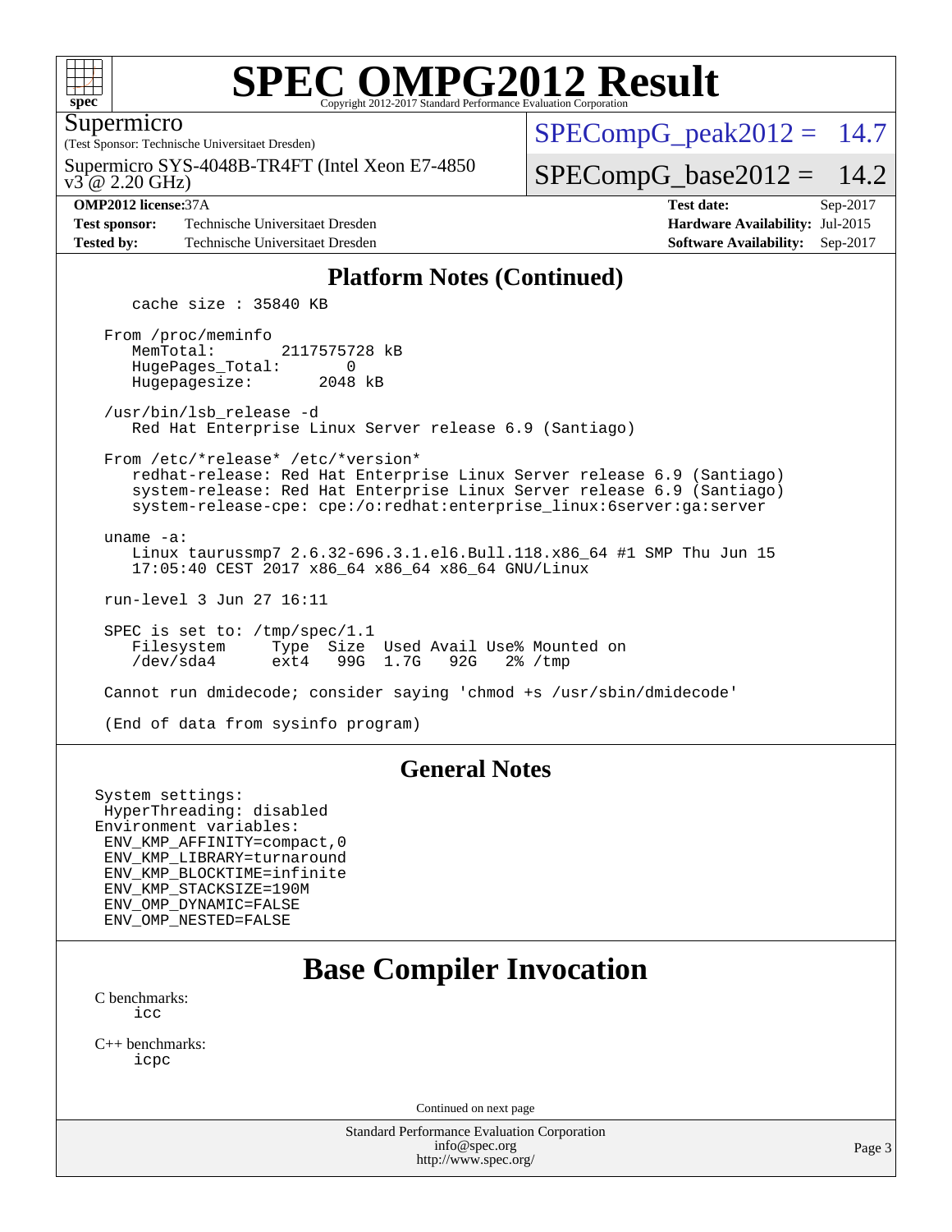Supermicro

(Test Sponsor: Technische Universitaet Dresden)

Supermicro SYS-4048B-TR4FT (Intel Xeon E7-4850 v3 @ 2.20 GHz)

SPECompG_peak2012 = 14.7

SPECompG_base2012 = 14.2

| **OMP2012 license:** 37A | | **Test date:** | Sep-2017 |
|---|---|---|---|
| **Test sponsor:** | Technische Universitaet Dresden | **Hardware Availability:** | Jul-2015 |
| **Tested by:** | Technische Universitaet Dresden | **Software Availability:** | Sep-2017 |

## Platform Notes (Continued)

```
    cache size : 35840 KB

 From /proc/meminfo
    MemTotal:       2117575728 kB
    HugePages_Total:       0
    Hugepagesize:       2048 kB

 /usr/bin/lsb_release -d
    Red Hat Enterprise Linux Server release 6.9 (Santiago)

 From /etc/*release* /etc/*version*
    redhat-release: Red Hat Enterprise Linux Server release 6.9 (Santiago)
    system-release: Red Hat Enterprise Linux Server release 6.9 (Santiago)
    system-release-cpe: cpe:/o:redhat:enterprise_linux:6server:ga:server

 uname -a:
    Linux taurussmp7 2.6.32-696.3.1.el6.Bull.118.x86_64 #1 SMP Thu Jun 15
    17:05:40 CEST 2017 x86_64 x86_64 x86_64 GNU/Linux

 run-level 3 Jun 27 16:11

 SPEC is set to: /tmp/spec/1.1
    Filesystem     Type  Size  Used Avail Use% Mounted on
    /dev/sda4      ext4   99G  1.7G   92G   2% /tmp

 Cannot run dmidecode; consider saying 'chmod +s /usr/sbin/dmidecode'

 (End of data from sysinfo program)
```

## General Notes

```
System settings:
 HyperThreading: disabled
Environment variables:
 ENV_KMP_AFFINITY=compact,0
 ENV_KMP_LIBRARY=turnaround
 ENV_KMP_BLOCKTIME=infinite
 ENV_KMP_STACKSIZE=190M
 ENV_OMP_DYNAMIC=FALSE
 ENV_OMP_NESTED=FALSE
```

# Base Compiler Invocation

C benchmarks:
    icc

C++ benchmarks:
    icpc

Continued on next page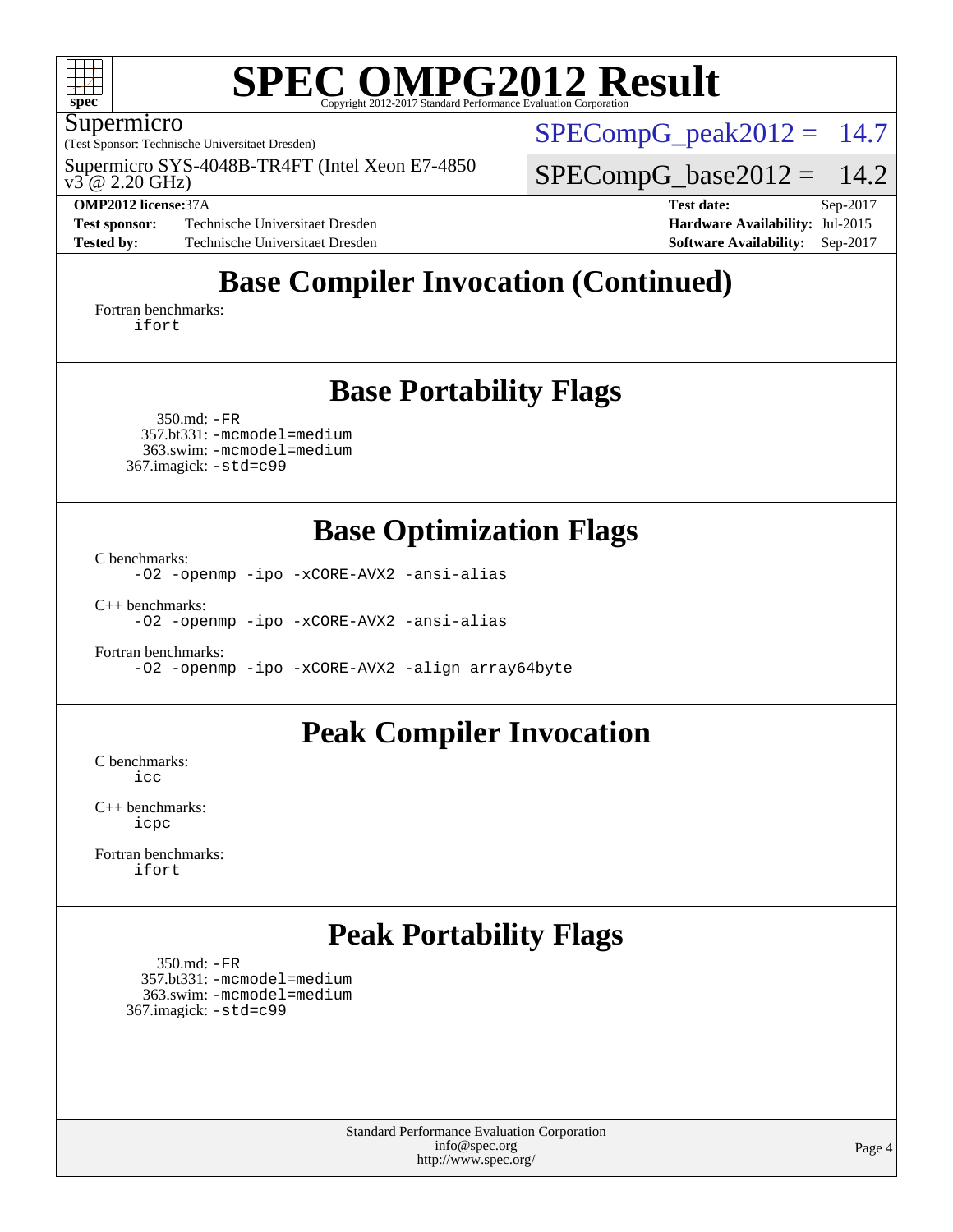# Base Compiler Invocation (Continued)

Fortran benchmarks:
```
ifort
```

# Base Portability Flags

350.md: `-FR`
357.bt331: `-mcmodel=medium`
363.swim: `-mcmodel=medium`
367.imagick: `-std=c99`

# Base Optimization Flags

C benchmarks:
```
-O2 -openmp -ipo -xCORE-AVX2 -ansi-alias
```

C++ benchmarks:
```
-O2 -openmp -ipo -xCORE-AVX2 -ansi-alias
```

Fortran benchmarks:
```
-O2 -openmp -ipo -xCORE-AVX2 -align array64byte
```

# Peak Compiler Invocation

C benchmarks:
```
icc
```

C++ benchmarks:
```
icpc
```

Fortran benchmarks:
```
ifort
```

# Peak Portability Flags

350.md: `-FR`
357.bt331: `-mcmodel=medium`
363.swim: `-mcmodel=medium`
367.imagick: `-std=c99`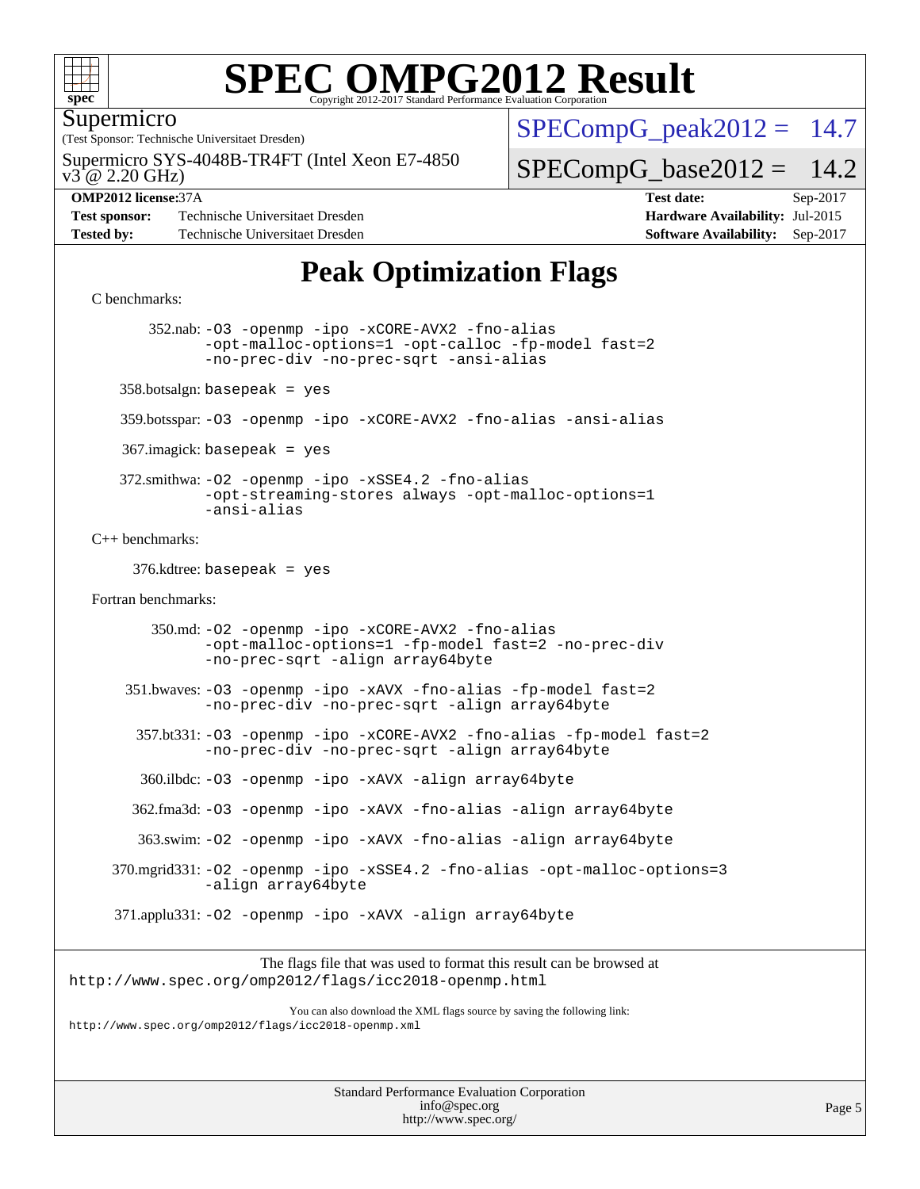# SPEC OMPG2012 Result

Copyright 2012-2017 Standard Performance Evaluation Corporation

Supermicro

(Test Sponsor: Technische Universitaet Dresden)

Supermicro SYS-4048B-TR4FT (Intel Xeon E7-4850 v3 @ 2.20 GHz)

SPECompG_peak2012 = 14.7

SPECompG_base2012 = 14.2

| | | | |
|---|---|---|---|
| **OMP2012 license:** 37A | | **Test date:** | Sep-2017 |
| **Test sponsor:** | Technische Universitaet Dresden | **Hardware Availability:** | Jul-2015 |
| **Tested by:** | Technische Universitaet Dresden | **Software Availability:** | Sep-2017 |

## Peak Optimization Flags

C benchmarks:

352.nab: `-O3 -openmp -ipo -xCORE-AVX2 -fno-alias -opt-malloc-options=1 -opt-calloc -fp-model fast=2 -no-prec-div -no-prec-sqrt -ansi-alias`

358.botsalgn: `basepeak = yes`

359.botsspar: `-O3 -openmp -ipo -xCORE-AVX2 -fno-alias -ansi-alias`

367.imagick: `basepeak = yes`

372.smithwa: `-O2 -openmp -ipo -xSSE4.2 -fno-alias -opt-streaming-stores always -opt-malloc-options=1 -ansi-alias`

C++ benchmarks:

376.kdtree: `basepeak = yes`

Fortran benchmarks:

350.md: `-O2 -openmp -ipo -xCORE-AVX2 -fno-alias -opt-malloc-options=1 -fp-model fast=2 -no-prec-div -no-prec-sqrt -align array64byte`

351.bwaves: `-O3 -openmp -ipo -xAVX -fno-alias -fp-model fast=2 -no-prec-div -no-prec-sqrt -align array64byte`

357.bt331: `-O3 -openmp -ipo -xCORE-AVX2 -fno-alias -fp-model fast=2 -no-prec-div -no-prec-sqrt -align array64byte`

360.ilbdc: `-O3 -openmp -ipo -xAVX -align array64byte`

362.fma3d: `-O3 -openmp -ipo -xAVX -fno-alias -align array64byte`

363.swim: `-O2 -openmp -ipo -xAVX -fno-alias -align array64byte`

370.mgrid331: `-O2 -openmp -ipo -xSSE4.2 -fno-alias -opt-malloc-options=3 -align array64byte`

371.applu331: `-O2 -openmp -ipo -xAVX -align array64byte`

The flags file that was used to format this result can be browsed at
http://www.spec.org/omp2012/flags/icc2018-openmp.html

You can also download the XML flags source by saving the following link:
http://www.spec.org/omp2012/flags/icc2018-openmp.xml

Standard Performance Evaluation Corporation
info@spec.org
http://www.spec.org/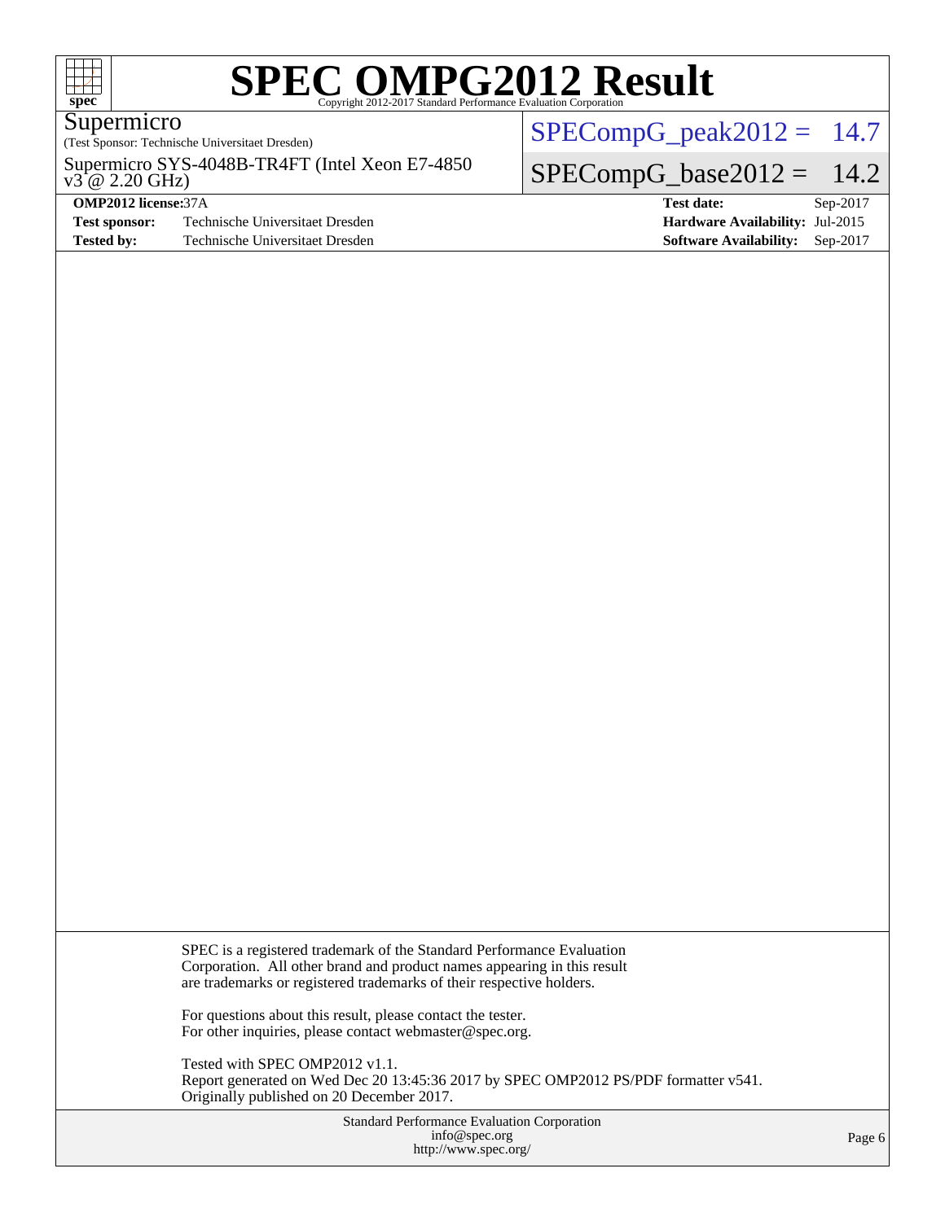SPEC is a registered trademark of the Standard Performance Evaluation Corporation. All other brand and product names appearing in this result are trademarks or registered trademarks of their respective holders.

For questions about this result, please contact the tester.
For other inquiries, please contact webmaster@spec.org.

Tested with SPEC OMP2012 v1.1.
Report generated on Wed Dec 20 13:45:36 2017 by SPEC OMP2012 PS/PDF formatter v541.
Originally published on 20 December 2017.